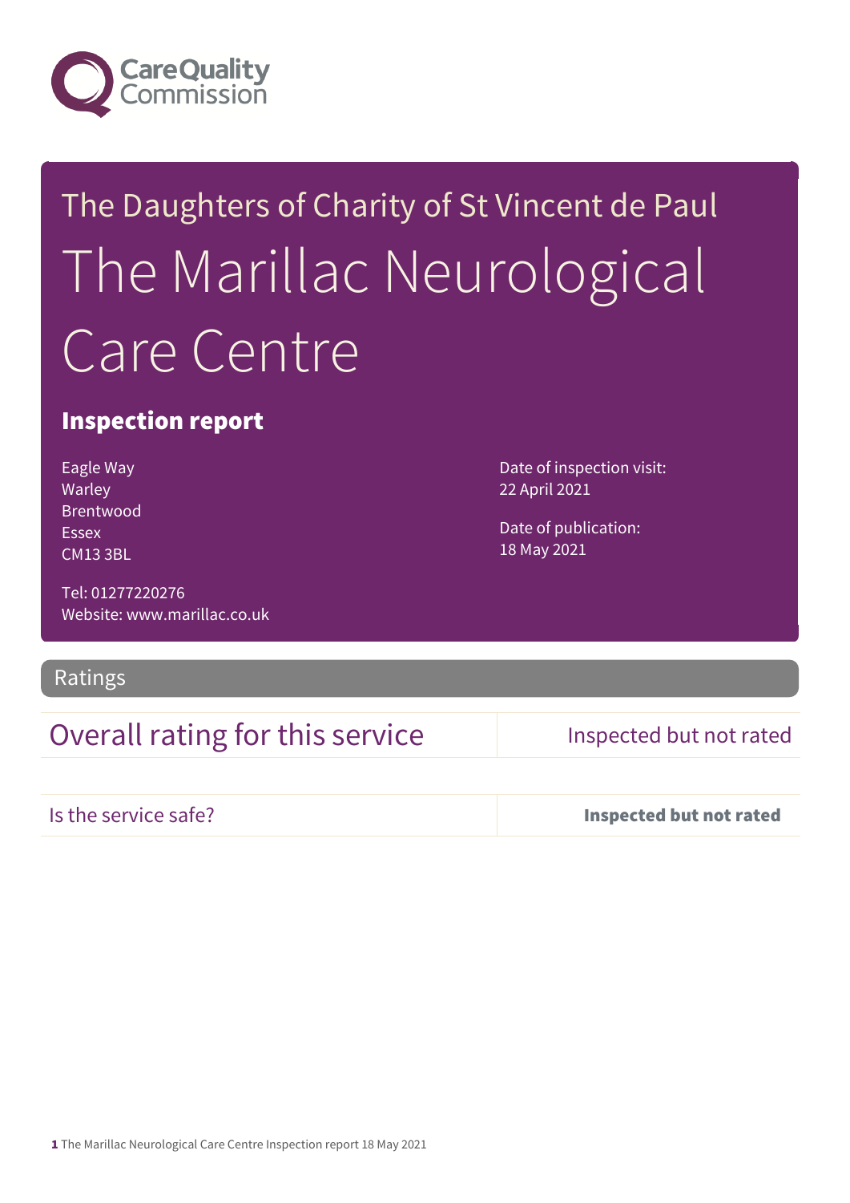Care Quality Commission

# The Daughters of Charity of St Vincent de Paul

# The Marillac Neurological Care Centre

## Inspection report

Eagle Way
Warley
Brentwood
Essex
CM13 3BL

Tel: 01277220276
Website: www.marillac.co.uk

Date of inspection visit:
22 April 2021

Date of publication:
18 May 2021

## Ratings

| Overall rating for this service | Inspected but not rated |
| --- | --- |
| Is the service safe? | **Inspected but not rated** |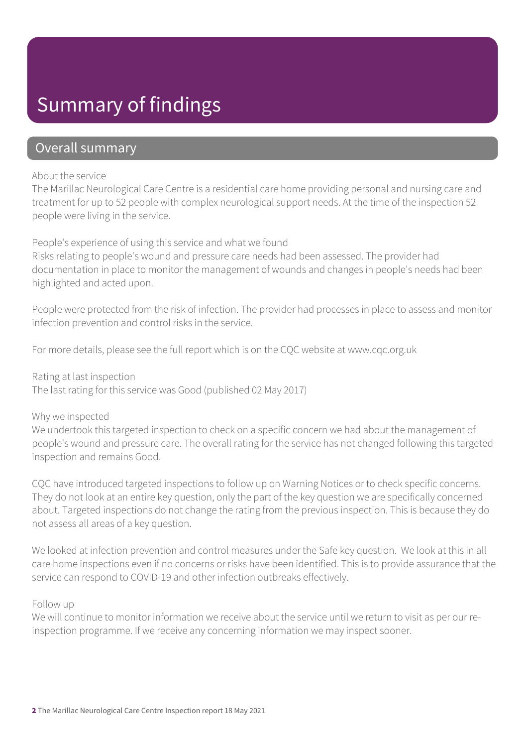# Summary of findings

## Overall summary

About the service

The Marillac Neurological Care Centre is a residential care home providing personal and nursing care and treatment for up to 52 people with complex neurological support needs. At the time of the inspection 52 people were living in the service.

People's experience of using this service and what we found

Risks relating to people's wound and pressure care needs had been assessed. The provider had documentation in place to monitor the management of wounds and changes in people's needs had been highlighted and acted upon.

People were protected from the risk of infection. The provider had processes in place to assess and monitor infection prevention and control risks in the service.

For more details, please see the full report which is on the CQC website at www.cqc.org.uk

Rating at last inspection

The last rating for this service was Good (published 02 May 2017)

Why we inspected

We undertook this targeted inspection to check on a specific concern we had about the management of people's wound and pressure care. The overall rating for the service has not changed following this targeted inspection and remains Good.

CQC have introduced targeted inspections to follow up on Warning Notices or to check specific concerns. They do not look at an entire key question, only the part of the key question we are specifically concerned about. Targeted inspections do not change the rating from the previous inspection. This is because they do not assess all areas of a key question.

We looked at infection prevention and control measures under the Safe key question. We look at this in all care home inspections even if no concerns or risks have been identified. This is to provide assurance that the service can respond to COVID-19 and other infection outbreaks effectively.

Follow up

We will continue to monitor information we receive about the service until we return to visit as per our re-inspection programme. If we receive any concerning information we may inspect sooner.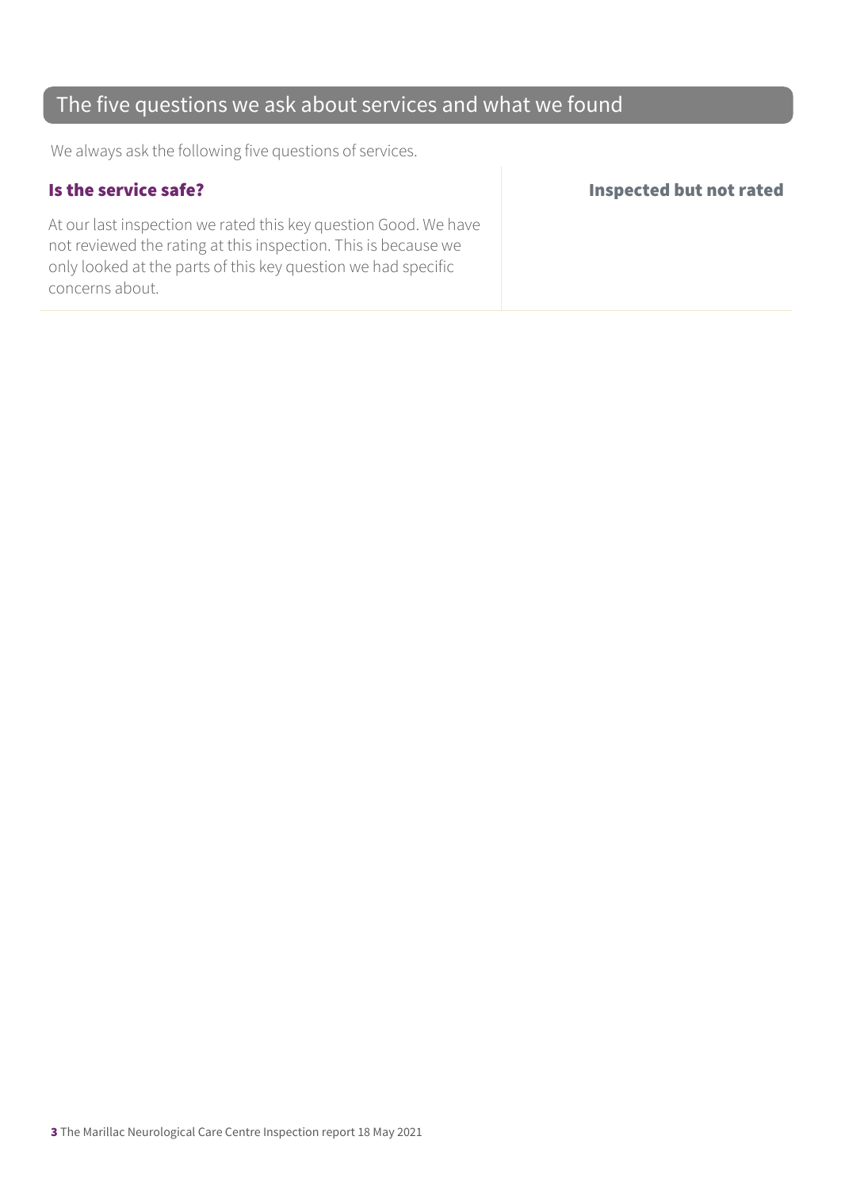## The five questions we ask about services and what we found

We always ask the following five questions of services.

### Is the service safe?

**Inspected but not rated**

At our last inspection we rated this key question Good. We have not reviewed the rating at this inspection. This is because we only looked at the parts of this key question we had specific concerns about.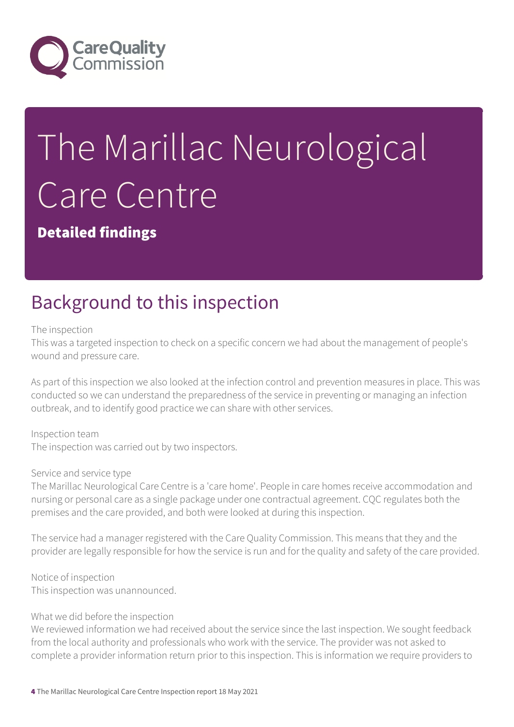# The Marillac Neurological Care Centre

**Detailed findings**

## Background to this inspection

The inspection
This was a targeted inspection to check on a specific concern we had about the management of people's wound and pressure care.

As part of this inspection we also looked at the infection control and prevention measures in place. This was conducted so we can understand the preparedness of the service in preventing or managing an infection outbreak, and to identify good practice we can share with other services.

Inspection team
The inspection was carried out by two inspectors.

Service and service type
The Marillac Neurological Care Centre is a 'care home'. People in care homes receive accommodation and nursing or personal care as a single package under one contractual agreement. CQC regulates both the premises and the care provided, and both were looked at during this inspection.

The service had a manager registered with the Care Quality Commission. This means that they and the provider are legally responsible for how the service is run and for the quality and safety of the care provided.

Notice of inspection
This inspection was unannounced.

What we did before the inspection
We reviewed information we had received about the service since the last inspection. We sought feedback from the local authority and professionals who work with the service. The provider was not asked to complete a provider information return prior to this inspection. This is information we require providers to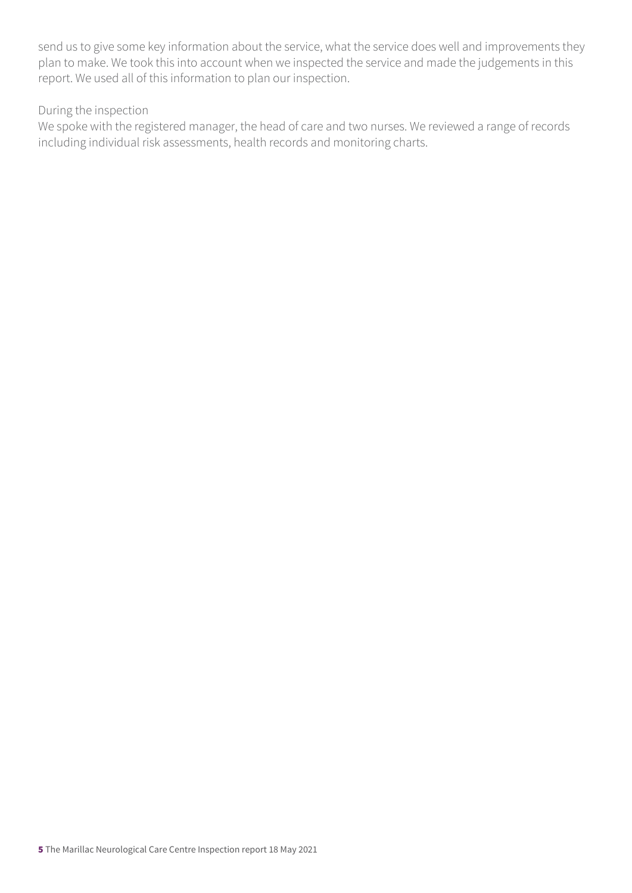send us to give some key information about the service, what the service does well and improvements they plan to make. We took this into account when we inspected the service and made the judgements in this report. We used all of this information to plan our inspection.

During the inspection
We spoke with the registered manager, the head of care and two nurses. We reviewed a range of records including individual risk assessments, health records and monitoring charts.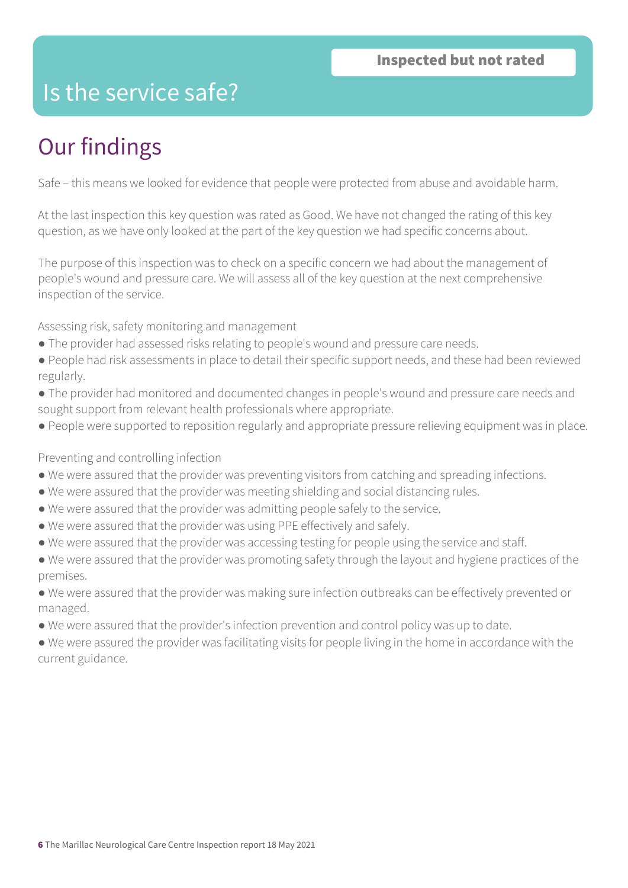# Is the service safe?

**Inspected but not rated**

## Our findings

Safe – this means we looked for evidence that people were protected from abuse and avoidable harm.

At the last inspection this key question was rated as Good. We have not changed the rating of this key question, as we have only looked at the part of the key question we had specific concerns about.

The purpose of this inspection was to check on a specific concern we had about the management of people's wound and pressure care. We will assess all of the key question at the next comprehensive inspection of the service.

Assessing risk, safety monitoring and management

- The provider had assessed risks relating to people's wound and pressure care needs.
- People had risk assessments in place to detail their specific support needs, and these had been reviewed regularly.
- The provider had monitored and documented changes in people's wound and pressure care needs and sought support from relevant health professionals where appropriate.
- People were supported to reposition regularly and appropriate pressure relieving equipment was in place.

Preventing and controlling infection

- We were assured that the provider was preventing visitors from catching and spreading infections.
- We were assured that the provider was meeting shielding and social distancing rules.
- We were assured that the provider was admitting people safely to the service.
- We were assured that the provider was using PPE effectively and safely.
- We were assured that the provider was accessing testing for people using the service and staff.
- We were assured that the provider was promoting safety through the layout and hygiene practices of the premises.
- We were assured that the provider was making sure infection outbreaks can be effectively prevented or managed.
- We were assured that the provider's infection prevention and control policy was up to date.
- We were assured the provider was facilitating visits for people living in the home in accordance with the current guidance.